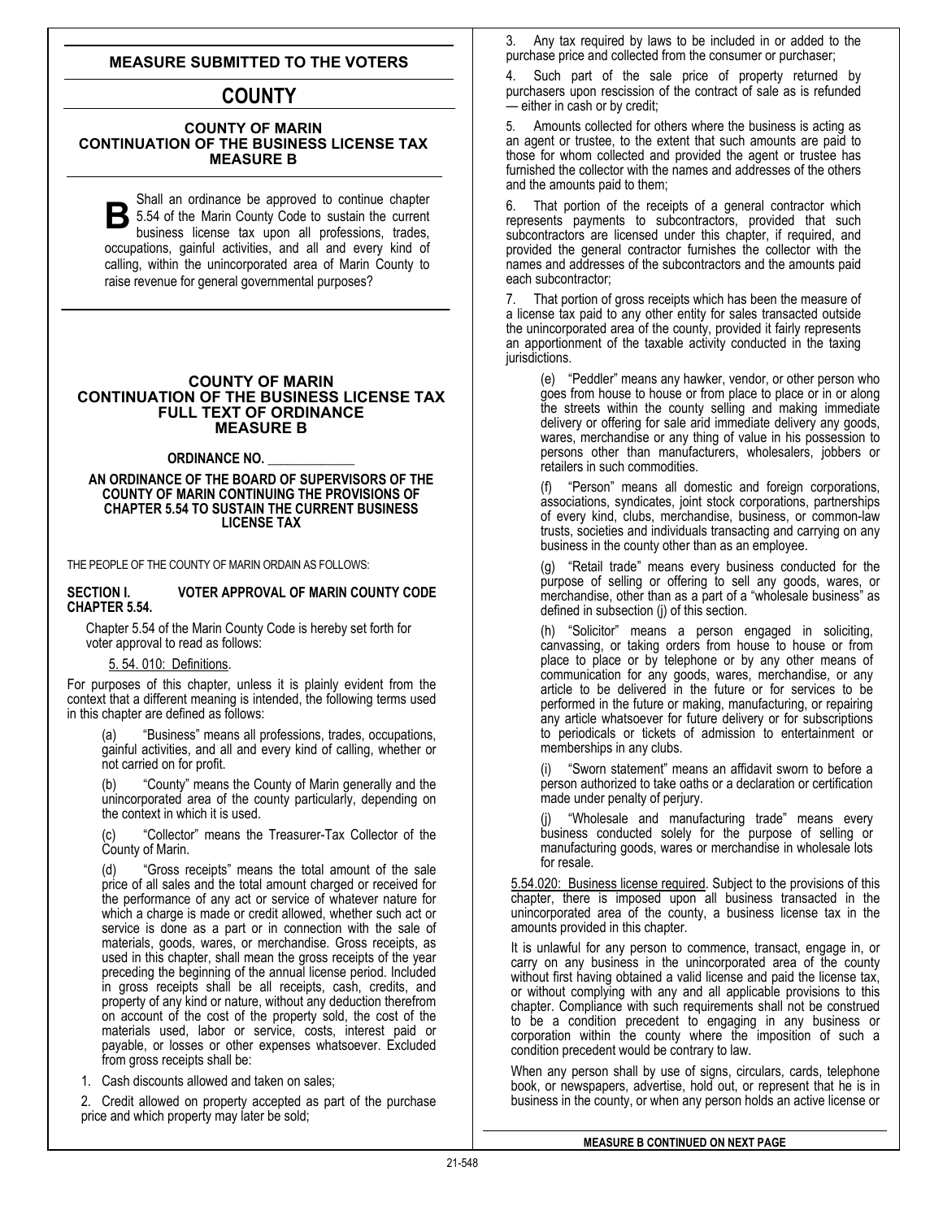## MEASURE SUBMITTED TO THE VOTERS

# COUNTY

### COUNTY OF MARIN
### CONTINUATION OF THE BUSINESS LICENSE TAX
### MEASURE B

**B** Shall an ordinance be approved to continue chapter 5.54 of the Marin County Code to sustain the current business license tax upon all professions, trades, occupations, gainful activities, and all and every kind of calling, within the unincorporated area of Marin County to raise revenue for general governmental purposes?

### COUNTY OF MARIN
### CONTINUATION OF THE BUSINESS LICENSE TAX
### FULL TEXT OF ORDINANCE
### MEASURE B

**ORDINANCE NO. \_\_\_\_\_\_\_\_\_\_\_\_\_**

**AN ORDINANCE OF THE BOARD OF SUPERVISORS OF THE COUNTY OF MARIN CONTINUING THE PROVISIONS OF CHAPTER 5.54 TO SUSTAIN THE CURRENT BUSINESS LICENSE TAX**

THE PEOPLE OF THE COUNTY OF MARIN ORDAIN AS FOLLOWS:

**SECTION I. VOTER APPROVAL OF MARIN COUNTY CODE CHAPTER 5.54.**

Chapter 5.54 of the Marin County Code is hereby set forth for voter approval to read as follows:

5. 54. 010: Definitions.

For purposes of this chapter, unless it is plainly evident from the context that a different meaning is intended, the following terms used in this chapter are defined as follows:

(a) "Business" means all professions, trades, occupations, gainful activities, and all and every kind of calling, whether or not carried on for profit.

(b) "County" means the County of Marin generally and the unincorporated area of the county particularly, depending on the context in which it is used.

(c) "Collector" means the Treasurer-Tax Collector of the County of Marin.

(d) "Gross receipts" means the total amount of the sale price of all sales and the total amount charged or received for the performance of any act or service of whatever nature for which a charge is made or credit allowed, whether such act or service is done as a part or in connection with the sale of materials, goods, wares, or merchandise. Gross receipts, as used in this chapter, shall mean the gross receipts of the year preceding the beginning of the annual license period. Included in gross receipts shall be all receipts, cash, credits, and property of any kind or nature, without any deduction therefrom on account of the cost of the property sold, the cost of the materials used, labor or service, costs, interest paid or payable, or losses or other expenses whatsoever. Excluded from gross receipts shall be:

1. Cash discounts allowed and taken on sales;

2. Credit allowed on property accepted as part of the purchase price and which property may later be sold;

3. Any tax required by laws to be included in or added to the purchase price and collected from the consumer or purchaser;

4. Such part of the sale price of property returned by purchasers upon rescission of the contract of sale as is refunded — either in cash or by credit;

5. Amounts collected for others where the business is acting as an agent or trustee, to the extent that such amounts are paid to those for whom collected and provided the agent or trustee has furnished the collector with the names and addresses of the others and the amounts paid to them;

6. That portion of the receipts of a general contractor which represents payments to subcontractors, provided that such subcontractors are licensed under this chapter, if required, and provided the general contractor furnishes the collector with the names and addresses of the subcontractors and the amounts paid each subcontractor;

7. That portion of gross receipts which has been the measure of a license tax paid to any other entity for sales transacted outside the unincorporated area of the county, provided it fairly represents an apportionment of the taxable activity conducted in the taxing jurisdictions.

(e) "Peddler" means any hawker, vendor, or other person who goes from house to house or from place to place or in or along the streets within the county selling and making immediate delivery or offering for sale arid immediate delivery any goods, wares, merchandise or any thing of value in his possession to persons other than manufacturers, wholesalers, jobbers or retailers in such commodities.

(f) "Person" means all domestic and foreign corporations, associations, syndicates, joint stock corporations, partnerships of every kind, clubs, merchandise, business, or common-law trusts, societies and individuals transacting and carrying on any business in the county other than as an employee.

(g) "Retail trade" means every business conducted for the purpose of selling or offering to sell any goods, wares, or merchandise, other than as a part of a "wholesale business" as defined in subsection (j) of this section.

(h) "Solicitor" means a person engaged in soliciting, canvassing, or taking orders from house to house or from place to place or by telephone or by any other means of communication for any goods, wares, merchandise, or any article to be delivered in the future or for services to be performed in the future or making, manufacturing, or repairing any article whatsoever for future delivery or for subscriptions to periodicals or tickets of admission to entertainment or memberships in any clubs.

(i) "Sworn statement" means an affidavit sworn to before a person authorized to take oaths or a declaration or certification made under penalty of perjury.

(j) "Wholesale and manufacturing trade" means every business conducted solely for the purpose of selling or manufacturing goods, wares or merchandise in wholesale lots for resale.

5.54.020: Business license required. Subject to the provisions of this chapter, there is imposed upon all business transacted in the unincorporated area of the county, a business license tax in the amounts provided in this chapter.

It is unlawful for any person to commence, transact, engage in, or carry on any business in the unincorporated area of the county without first having obtained a valid license and paid the license tax, or without complying with any and all applicable provisions to this chapter. Compliance with such requirements shall not be construed to be a condition precedent to engaging in any business or corporation within the county where the imposition of such a condition precedent would be contrary to law.

When any person shall by use of signs, circulars, cards, telephone book, or newspapers, advertise, hold out, or represent that he is in business in the county, or when any person holds an active license or

**MEASURE B CONTINUED ON NEXT PAGE**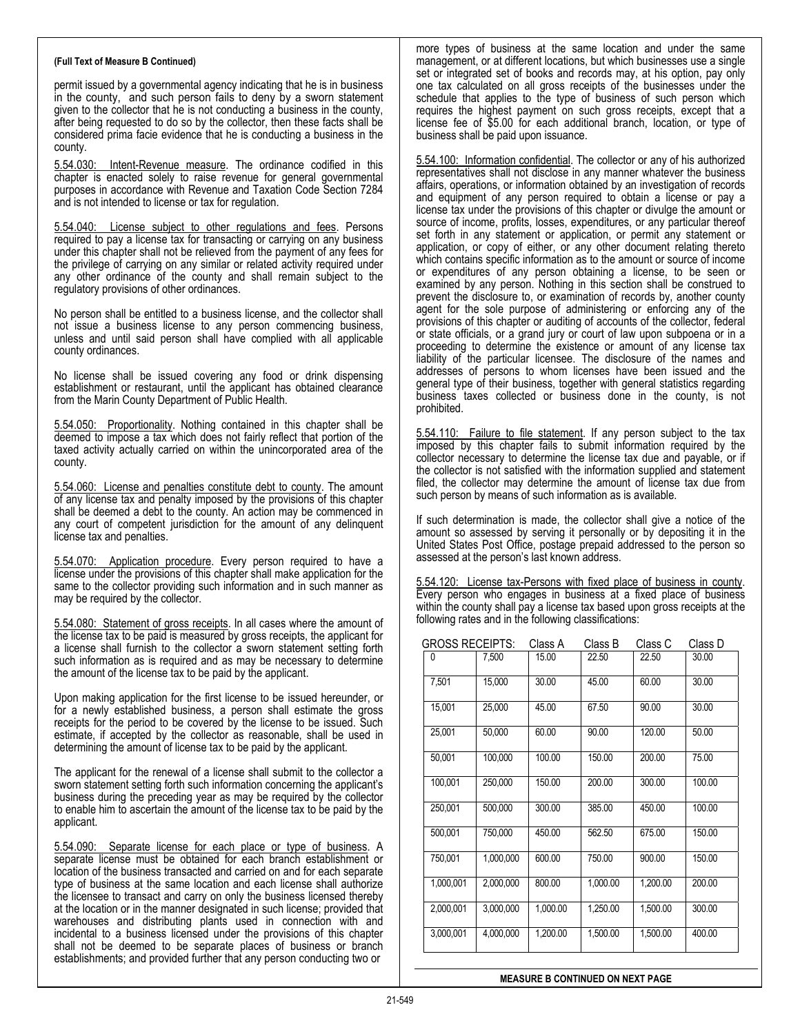**(Full Text of Measure B Continued)**

permit issued by a governmental agency indicating that he is in business in the county, and such person fails to deny by a sworn statement given to the collector that he is not conducting a business in the county, after being requested to do so by the collector, then these facts shall be considered prima facie evidence that he is conducting a business in the county.

5.54.030: Intent-Revenue measure. The ordinance codified in this chapter is enacted solely to raise revenue for general governmental purposes in accordance with Revenue and Taxation Code Section 7284 and is not intended to license or tax for regulation.

5.54.040: License subject to other regulations and fees. Persons required to pay a license tax for transacting or carrying on any business under this chapter shall not be relieved from the payment of any fees for the privilege of carrying on any similar or related activity required under any other ordinance of the county and shall remain subject to the regulatory provisions of other ordinances.

No person shall be entitled to a business license, and the collector shall not issue a business license to any person commencing business, unless and until said person shall have complied with all applicable county ordinances.

No license shall be issued covering any food or drink dispensing establishment or restaurant, until the applicant has obtained clearance from the Marin County Department of Public Health.

5.54.050: Proportionality. Nothing contained in this chapter shall be deemed to impose a tax which does not fairly reflect that portion of the taxed activity actually carried on within the unincorporated area of the county.

5.54.060: License and penalties constitute debt to county. The amount of any license tax and penalty imposed by the provisions of this chapter shall be deemed a debt to the county. An action may be commenced in any court of competent jurisdiction for the amount of any delinquent license tax and penalties.

5.54.070: Application procedure. Every person required to have a license under the provisions of this chapter shall make application for the same to the collector providing such information and in such manner as may be required by the collector.

5.54.080: Statement of gross receipts. In all cases where the amount of the license tax to be paid is measured by gross receipts, the applicant for a license shall furnish to the collector a sworn statement setting forth such information as is required and as may be necessary to determine the amount of the license tax to be paid by the applicant.

Upon making application for the first license to be issued hereunder, or for a newly established business, a person shall estimate the gross receipts for the period to be covered by the license to be issued. Such estimate, if accepted by the collector as reasonable, shall be used in determining the amount of license tax to be paid by the applicant.

The applicant for the renewal of a license shall submit to the collector a sworn statement setting forth such information concerning the applicant's business during the preceding year as may be required by the collector to enable him to ascertain the amount of the license tax to be paid by the applicant.

5.54.090: Separate license for each place or type of business. A separate license must be obtained for each branch establishment or location of the business transacted and carried on and for each separate type of business at the same location and each license shall authorize the licensee to transact and carry on only the business licensed thereby at the location or in the manner designated in such license; provided that warehouses and distributing plants used in connection with and incidental to a business licensed under the provisions of this chapter shall not be deemed to be separate places of business or branch establishments; and provided further that any person conducting two or more types of business at the same location and under the same management, or at different locations, but which businesses use a single set or integrated set of books and records may, at his option, pay only one tax calculated on all gross receipts of the businesses under the schedule that applies to the type of business of such person which requires the highest payment on such gross receipts, except that a license fee of $5.00 for each additional branch, location, or type of business shall be paid upon issuance.

5.54.100: Information confidential. The collector or any of his authorized representatives shall not disclose in any manner whatever the business affairs, operations, or information obtained by an investigation of records and equipment of any person required to obtain a license or pay a license tax under the provisions of this chapter or divulge the amount or source of income, profits, losses, expenditures, or any particular thereof set forth in any statement or application, or permit any statement or application, or copy of either, or any other document relating thereto which contains specific information as to the amount or source of income or expenditures of any person obtaining a license, to be seen or examined by any person. Nothing in this section shall be construed to prevent the disclosure to, or examination of records by, another county agent for the sole purpose of administering or enforcing any of the provisions of this chapter or auditing of accounts of the collector, federal or state officials, or a grand jury or court of law upon subpoena or in a proceeding to determine the existence or amount of any license tax liability of the particular licensee. The disclosure of the names and addresses of persons to whom licenses have been issued and the general type of their business, together with general statistics regarding business taxes collected or business done in the county, is not prohibited.

5.54.110: Failure to file statement. If any person subject to the tax imposed by this chapter fails to submit information required by the collector necessary to determine the license tax due and payable, or if the collector is not satisfied with the information supplied and statement filed, the collector may determine the amount of license tax due from such person by means of such information as is available.

If such determination is made, the collector shall give a notice of the amount so assessed by serving it personally or by depositing it in the United States Post Office, postage prepaid addressed to the person so assessed at the person's last known address.

5.54.120: License tax-Persons with fixed place of business in county. Every person who engages in business at a fixed place of business within the county shall pay a license tax based upon gross receipts at the following rates and in the following classifications:

| GROSS RECEIPTS: | | Class A | Class B | Class C | Class D |
|---|---|---|---|---|---|
| 0 | 7,500 | 15.00 | 22.50 | 22.50 | 30.00 |
| 7,501 | 15,000 | 30.00 | 45.00 | 60.00 | 30.00 |
| 15,001 | 25,000 | 45.00 | 67.50 | 90.00 | 30.00 |
| 25,001 | 50,000 | 60.00 | 90.00 | 120.00 | 50.00 |
| 50,001 | 100,000 | 100.00 | 150.00 | 200.00 | 75.00 |
| 100,001 | 250,000 | 150.00 | 200.00 | 300.00 | 100.00 |
| 250,001 | 500,000 | 300.00 | 385.00 | 450.00 | 100.00 |
| 500,001 | 750,000 | 450.00 | 562.50 | 675.00 | 150.00 |
| 750,001 | 1,000,000 | 600.00 | 750.00 | 900.00 | 150.00 |
| 1,000,001 | 2,000,000 | 800.00 | 1,000.00 | 1,200.00 | 200.00 |
| 2,000,001 | 3,000,000 | 1,000.00 | 1,250.00 | 1,500.00 | 300.00 |
| 3,000,001 | 4,000,000 | 1,200.00 | 1,500.00 | 1,500.00 | 400.00 |

**MEASURE B CONTINUED ON NEXT PAGE**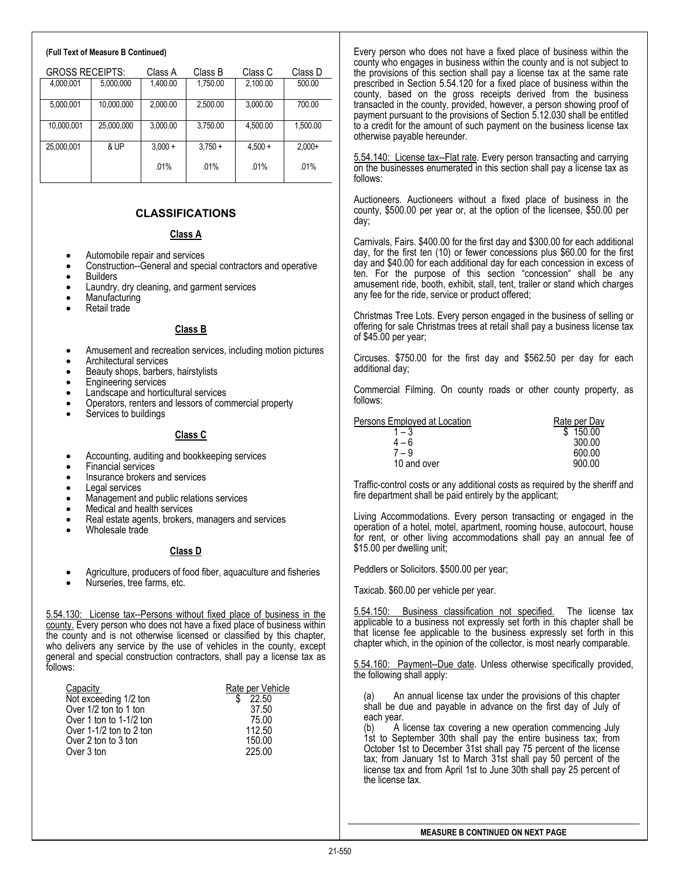**(Full Text of Measure B Continued)**

| GROSS RECEIPTS: | | Class A | Class B | Class C | Class D |
|---|---|---|---|---|---|
| 4,000,001 | 5,000,000 | 1,400.00 | 1,750.00 | 2,100.00 | 500.00 |
| 5,000,001 | 10,000,000 | 2,000.00 | 2,500.00 | 3,000.00 | 700.00 |
| 10,000,001 | 25,000,000 | 3,000.00 | 3,750.00 | 4,500.00 | 1,500.00 |
| 25,000,001 | & UP | $3,000 + .01% | $3,750 + .01% | $4,500 + .01% | $2,000+ .01% |

## CLASSIFICATIONS

### Class A

- Automobile repair and services
- Construction--General and special contractors and operative
- Builders
- Laundry, dry cleaning, and garment services
- Manufacturing
- Retail trade

### Class B

- Amusement and recreation services, including motion pictures
- Architectural services
- Beauty shops, barbers, hairstylists
- Engineering services
- Landscape and horticultural services
- Operators, renters and lessors of commercial property
- Services to buildings

### Class C

- Accounting, auditing and bookkeeping services
- Financial services
- Insurance brokers and services
- Legal services
- Management and public relations services
- Medical and health services
- Real estate agents, brokers, managers and services
- Wholesale trade

### Class D

- Agriculture, producers of food fiber, aquaculture and fisheries
- Nurseries, tree farms, etc.

5.54.130: License tax--Persons without fixed place of business in the county. Every person who does not have a fixed place of business within the county and is not otherwise licensed or classified by this chapter, who delivers any service by the use of vehicles in the county, except general and special construction contractors, shall pay a license tax as follows:

| Capacity | Rate per Vehicle |
|---|---|
| Not exceeding 1/2 ton | $ 22.50 |
| Over 1/2 ton to 1 ton | 37.50 |
| Over 1 ton to 1-1/2 ton | 75.00 |
| Over 1-1/2 ton to 2 ton | 112.50 |
| Over 2 ton to 3 ton | 150.00 |
| Over 3 ton | 225.00 |

Every person who does not have a fixed place of business within the county who engages in business within the county and is not subject to the provisions of this section shall pay a license tax at the same rate prescribed in Section 5.54.120 for a fixed place of business within the county, based on the gross receipts derived from the business transacted in the county, provided, however, a person showing proof of payment pursuant to the provisions of Section 5.12.030 shall be entitled to a credit for the amount of such payment on the business license tax otherwise payable hereunder.

5.54.140: License tax--Flat rate. Every person transacting and carrying on the businesses enumerated in this section shall pay a license tax as follows:

Auctioneers. Auctioneers without a fixed place of business in the county, $500.00 per year or, at the option of the licensee, $50.00 per day;

Carnivals, Fairs. $400.00 for the first day and $300.00 for each additional day, for the first ten (10) or fewer concessions plus $60.00 for the first day and $40.00 for each additional day for each concession in excess of ten. For the purpose of this section "concession" shall be any amusement ride, booth, exhibit, stall, tent, trailer or stand which charges any fee for the ride, service or product offered;

Christmas Tree Lots. Every person engaged in the business of selling or offering for sale Christmas trees at retail shall pay a business license tax of $45.00 per year;

Circuses. $750.00 for the first day and $562.50 per day for each additional day;

Commercial Filming. On county roads or other county property, as follows:

| Persons Employed at Location | Rate per Day |
|---|---|
| 1 – 3 | $ 150.00 |
| 4 – 6 | 300.00 |
| 7 – 9 | 600.00 |
| 10 and over | 900.00 |

Traffic-control costs or any additional costs as required by the sheriff and fire department shall be paid entirely by the applicant;

Living Accommodations. Every person transacting or engaged in the operation of a hotel, motel, apartment, rooming house, autocourt, house for rent, or other living accommodations shall pay an annual fee of $15.00 per dwelling unit;

Peddlers or Solicitors. $500.00 per year;

Taxicab. $60.00 per vehicle per year.

5.54.150: Business classification not specified. The license tax applicable to a business not expressly set forth in this chapter shall be that license fee applicable to the business expressly set forth in this chapter which, in the opinion of the collector, is most nearly comparable.

5.54.160: Payment--Due date. Unless otherwise specifically provided, the following shall apply:

(a) An annual license tax under the provisions of this chapter shall be due and payable in advance on the first day of July of each year.

(b) A license tax covering a new operation commencing July 1st to September 30th shall pay the entire business tax; from October 1st to December 31st shall pay 75 percent of the license tax; from January 1st to March 31st shall pay 50 percent of the license tax and from April 1st to June 30th shall pay 25 percent of the license tax.

**MEASURE B CONTINUED ON NEXT PAGE**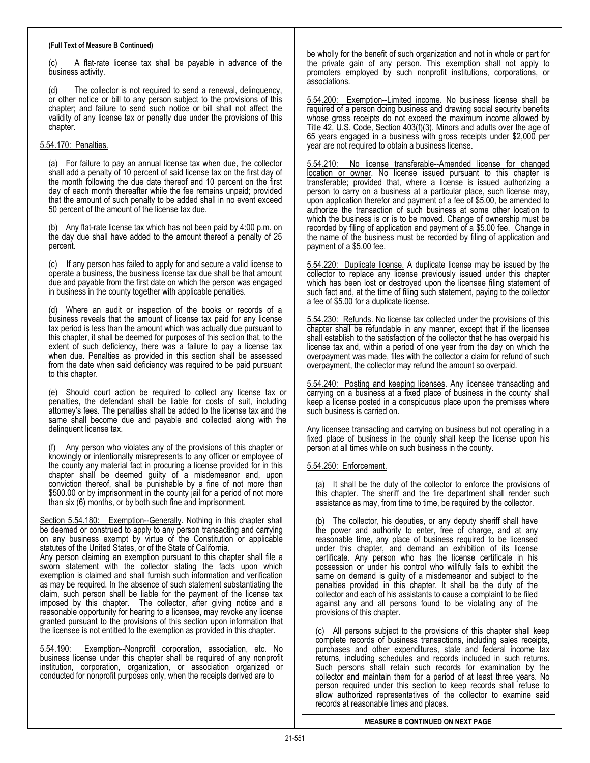**(Full Text of Measure B Continued)**

(c) A flat-rate license tax shall be payable in advance of the business activity.

(d) The collector is not required to send a renewal, delinquency, or other notice or bill to any person subject to the provisions of this chapter; and failure to send such notice or bill shall not affect the validity of any license tax or penalty due under the provisions of this chapter.

5.54.170: Penalties.

(a) For failure to pay an annual license tax when due, the collector shall add a penalty of 10 percent of said license tax on the first day of the month following the due date thereof and 10 percent on the first day of each month thereafter while the fee remains unpaid; provided that the amount of such penalty to be added shall in no event exceed 50 percent of the amount of the license tax due.

(b) Any flat-rate license tax which has not been paid by 4:00 p.m. on the day due shall have added to the amount thereof a penalty of 25 percent.

(c) If any person has failed to apply for and secure a valid license to operate a business, the business license tax due shall be that amount due and payable from the first date on which the person was engaged in business in the county together with applicable penalties.

(d) Where an audit or inspection of the books or records of a business reveals that the amount of license tax paid for any license tax period is less than the amount which was actually due pursuant to this chapter, it shall be deemed for purposes of this section that, to the extent of such deficiency, there was a failure to pay a license tax when due. Penalties as provided in this section shall be assessed from the date when said deficiency was required to be paid pursuant to this chapter.

(e) Should court action be required to collect any license tax or penalties, the defendant shall be liable for costs of suit, including attorney's fees. The penalties shall be added to the license tax and the same shall become due and payable and collected along with the delinquent license tax.

(f) Any person who violates any of the provisions of this chapter or knowingly or intentionally misrepresents to any officer or employee of the county any material fact in procuring a license provided for in this chapter shall be deemed guilty of a misdemeanor and, upon conviction thereof, shall be punishable by a fine of not more than $500.00 or by imprisonment in the county jail for a period of not more than six (6) months, or by both such fine and imprisonment.

Section 5.54.180: Exemption--Generally. Nothing in this chapter shall be deemed or construed to apply to any person transacting and carrying on any business exempt by virtue of the Constitution or applicable statutes of the United States, or of the State of California.

Any person claiming an exemption pursuant to this chapter shall file a sworn statement with the collector stating the facts upon which exemption is claimed and shall furnish such information and verification as may be required. In the absence of such statement substantiating the claim, such person shall be liable for the payment of the license tax imposed by this chapter. The collector, after giving notice and a reasonable opportunity for hearing to a licensee, may revoke any license granted pursuant to the provisions of this section upon information that the licensee is not entitled to the exemption as provided in this chapter.

5.54.190: Exemption--Nonprofit corporation, association, etc. No business license under this chapter shall be required of any nonprofit institution, corporation, organization, or association organized or conducted for nonprofit purposes only, when the receipts derived are to be wholly for the benefit of such organization and not in whole or part for the private gain of any person. This exemption shall not apply to promoters employed by such nonprofit institutions, corporations, or associations.

5.54.200: Exemption--Limited income. No business license shall be required of a person doing business and drawing social security benefits whose gross receipts do not exceed the maximum income allowed by Title 42, U.S. Code, Section 403(f)(3). Minors and adults over the age of 65 years engaged in a business with gross receipts under $2,000 per year are not required to obtain a business license.

5.54.210: No license transferable--Amended license for changed location or owner. No license issued pursuant to this chapter is transferable; provided that, where a license is issued authorizing a person to carry on a business at a particular place, such license may, upon application therefor and payment of a fee of $5.00, be amended to authorize the transaction of such business at some other location to which the business is or is to be moved. Change of ownership must be recorded by filing of application and payment of a $5.00 fee. Change in the name of the business must be recorded by filing of application and payment of a $5.00 fee.

5.54.220: Duplicate license. A duplicate license may be issued by the collector to replace any license previously issued under this chapter which has been lost or destroyed upon the licensee filing statement of such fact and, at the time of filing such statement, paying to the collector a fee of $5.00 for a duplicate license.

5.54.230: Refunds. No license tax collected under the provisions of this chapter shall be refundable in any manner, except that if the licensee shall establish to the satisfaction of the collector that he has overpaid his license tax and, within a period of one year from the day on which the overpayment was made, files with the collector a claim for refund of such overpayment, the collector may refund the amount so overpaid.

5.54.240: Posting and keeping licenses. Any licensee transacting and carrying on a business at a fixed place of business in the county shall keep a license posted in a conspicuous place upon the premises where such business is carried on.

Any licensee transacting and carrying on business but not operating in a fixed place of business in the county shall keep the license upon his person at all times while on such business in the county.

5.54.250: Enforcement.

(a) It shall be the duty of the collector to enforce the provisions of this chapter. The sheriff and the fire department shall render such assistance as may, from time to time, be required by the collector.

(b) The collector, his deputies, or any deputy sheriff shall have the power and authority to enter, free of charge, and at any reasonable time, any place of business required to be licensed under this chapter, and demand an exhibition of its license certificate. Any person who has the license certificate in his possession or under his control who willfully fails to exhibit the same on demand is guilty of a misdemeanor and subject to the penalties provided in this chapter. It shall be the duty of the collector and each of his assistants to cause a complaint to be filed against any and all persons found to be violating any of the provisions of this chapter.

(c) All persons subject to the provisions of this chapter shall keep complete records of business transactions, including sales receipts, purchases and other expenditures, state and federal income tax returns, including schedules and records included in such returns. Such persons shall retain such records for examination by the collector and maintain them for a period of at least three years. No person required under this section to keep records shall refuse to allow authorized representatives of the collector to examine said records at reasonable times and places.

**MEASURE B CONTINUED ON NEXT PAGE**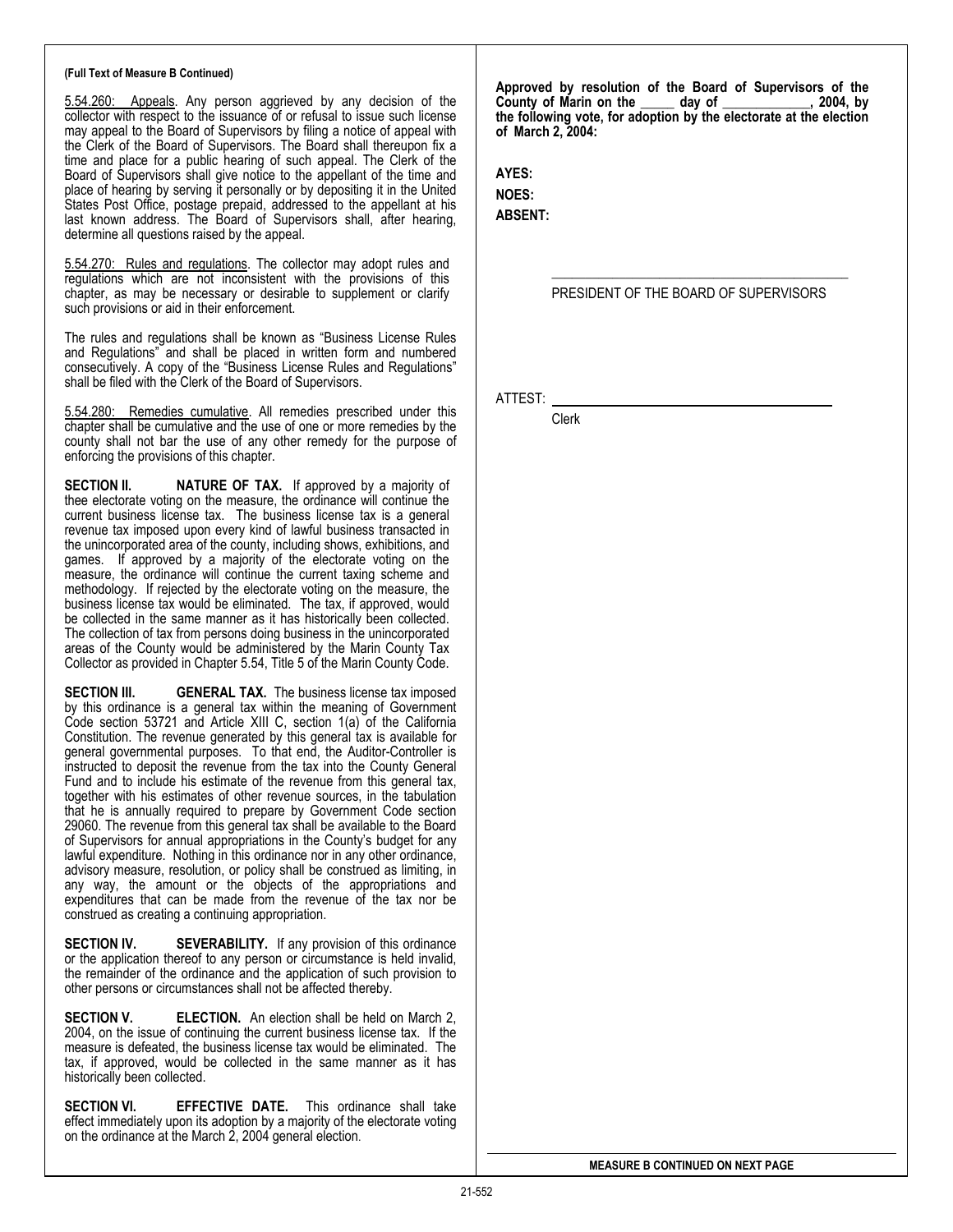**(Full Text of Measure B Continued)**

5.54.260: Appeals. Any person aggrieved by any decision of the collector with respect to the issuance of or refusal to issue such license may appeal to the Board of Supervisors by filing a notice of appeal with the Clerk of the Board of Supervisors. The Board shall thereupon fix a time and place for a public hearing of such appeal. The Clerk of the Board of Supervisors shall give notice to the appellant of the time and place of hearing by serving it personally or by depositing it in the United States Post Office, postage prepaid, addressed to the appellant at his last known address. The Board of Supervisors shall, after hearing, determine all questions raised by the appeal.

5.54.270: Rules and regulations. The collector may adopt rules and regulations which are not inconsistent with the provisions of this chapter, as may be necessary or desirable to supplement or clarify such provisions or aid in their enforcement.

The rules and regulations shall be known as "Business License Rules and Regulations" and shall be placed in written form and numbered consecutively. A copy of the "Business License Rules and Regulations" shall be filed with the Clerk of the Board of Supervisors.

5.54.280: Remedies cumulative. All remedies prescribed under this chapter shall be cumulative and the use of one or more remedies by the county shall not bar the use of any other remedy for the purpose of enforcing the provisions of this chapter.

**SECTION II. NATURE OF TAX.** If approved by a majority of thee electorate voting on the measure, the ordinance will continue the current business license tax. The business license tax is a general revenue tax imposed upon every kind of lawful business transacted in the unincorporated area of the county, including shows, exhibitions, and games. If approved by a majority of the electorate voting on the measure, the ordinance will continue the current taxing scheme and methodology. If rejected by the electorate voting on the measure, the business license tax would be eliminated. The tax, if approved, would be collected in the same manner as it has historically been collected. The collection of tax from persons doing business in the unincorporated areas of the County would be administered by the Marin County Tax Collector as provided in Chapter 5.54, Title 5 of the Marin County Code.

**SECTION III. GENERAL TAX.** The business license tax imposed by this ordinance is a general tax within the meaning of Government Code section 53721 and Article XIII C, section 1(a) of the California Constitution. The revenue generated by this general tax is available for general governmental purposes. To that end, the Auditor-Controller is instructed to deposit the revenue from the tax into the County General Fund and to include his estimate of the revenue from this general tax, together with his estimates of other revenue sources, in the tabulation that he is annually required to prepare by Government Code section 29060. The revenue from this general tax shall be available to the Board of Supervisors for annual appropriations in the County's budget for any lawful expenditure. Nothing in this ordinance nor in any other ordinance, advisory measure, resolution, or policy shall be construed as limiting, in any way, the amount or the objects of the appropriations and expenditures that can be made from the revenue of the tax nor be construed as creating a continuing appropriation.

**SECTION IV. SEVERABILITY.** If any provision of this ordinance or the application thereof to any person or circumstance is held invalid, the remainder of the ordinance and the application of such provision to other persons or circumstances shall not be affected thereby.

**SECTION V. ELECTION.** An election shall be held on March 2, 2004, on the issue of continuing the current business license tax. If the measure is defeated, the business license tax would be eliminated. The tax, if approved, would be collected in the same manner as it has historically been collected.

**SECTION VI. EFFECTIVE DATE.** This ordinance shall take effect immediately upon its adoption by a majority of the electorate voting on the ordinance at the March 2, 2004 general election.

**Approved by resolution of the Board of Supervisors of the County of Marin on the _____ day of _____________, 2004, by the following vote, for adoption by the electorate at the election of March 2, 2004:**

**AYES:**

**NOES:**

**ABSENT:**

_____________________________________________

PRESIDENT OF THE BOARD OF SUPERVISORS

ATTEST: _____________________________________________

Clerk

**MEASURE B CONTINUED ON NEXT PAGE**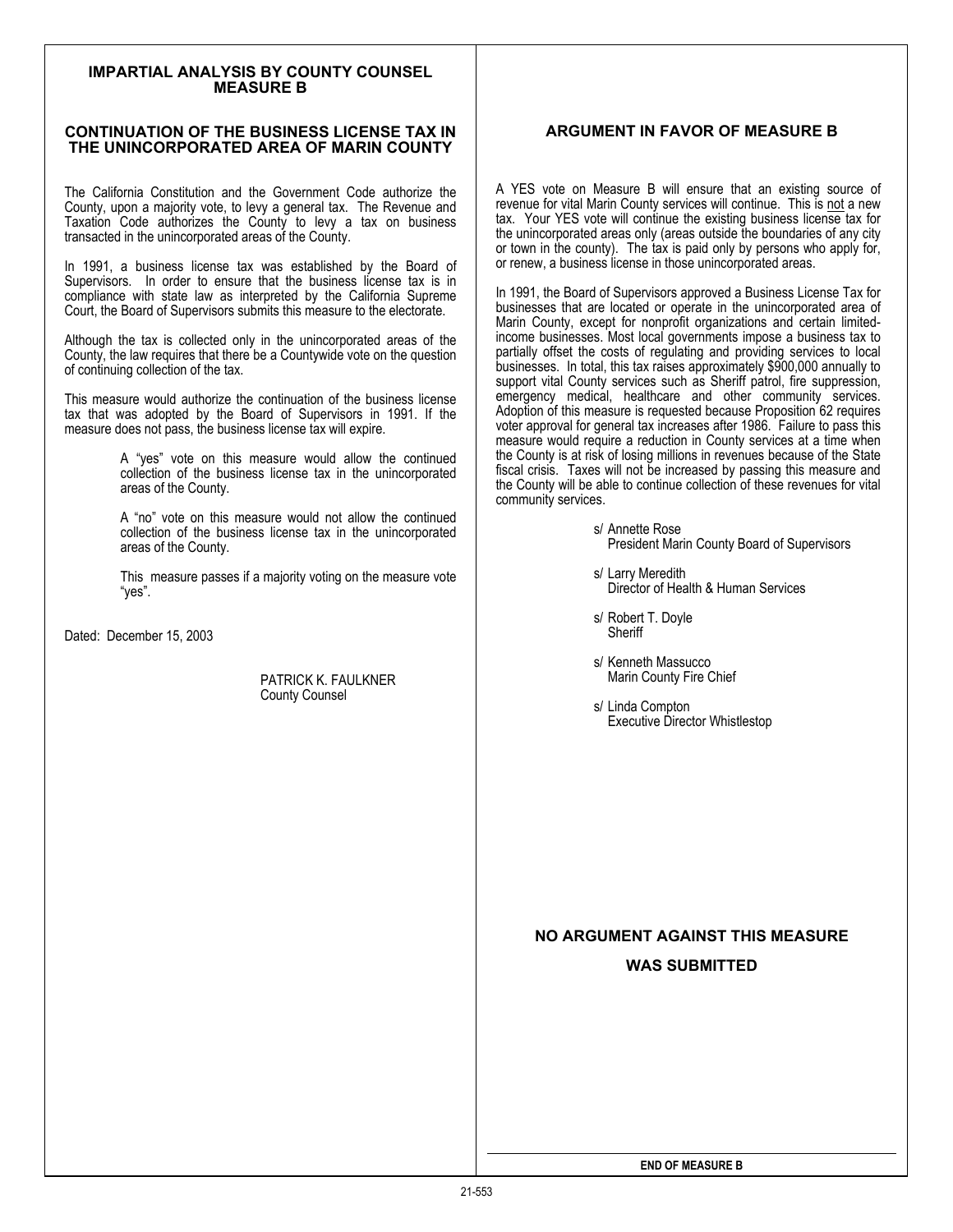## IMPARTIAL ANALYSIS BY COUNTY COUNSEL MEASURE B

### CONTINUATION OF THE BUSINESS LICENSE TAX IN THE UNINCORPORATED AREA OF MARIN COUNTY

The California Constitution and the Government Code authorize the County, upon a majority vote, to levy a general tax. The Revenue and Taxation Code authorizes the County to levy a tax on business transacted in the unincorporated areas of the County.

In 1991, a business license tax was established by the Board of Supervisors. In order to ensure that the business license tax is in compliance with state law as interpreted by the California Supreme Court, the Board of Supervisors submits this measure to the electorate.

Although the tax is collected only in the unincorporated areas of the County, the law requires that there be a Countywide vote on the question of continuing collection of the tax.

This measure would authorize the continuation of the business license tax that was adopted by the Board of Supervisors in 1991. If the measure does not pass, the business license tax will expire.

> A "yes" vote on this measure would allow the continued collection of the business license tax in the unincorporated areas of the County.
>
> A "no" vote on this measure would not allow the continued collection of the business license tax in the unincorporated areas of the County.
>
> This measure passes if a majority voting on the measure vote "yes".

Dated: December 15, 2003

PATRICK K. FAULKNER
County Counsel

## ARGUMENT IN FAVOR OF MEASURE B

A YES vote on Measure B will ensure that an existing source of revenue for vital Marin County services will continue. This is not a new tax. Your YES vote will continue the existing business license tax for the unincorporated areas only (areas outside the boundaries of any city or town in the county). The tax is paid only by persons who apply for, or renew, a business license in those unincorporated areas.

In 1991, the Board of Supervisors approved a Business License Tax for businesses that are located or operate in the unincorporated area of Marin County, except for nonprofit organizations and certain limited-income businesses. Most local governments impose a business tax to partially offset the costs of regulating and providing services to local businesses. In total, this tax raises approximately $900,000 annually to support vital County services such as Sheriff patrol, fire suppression, emergency medical, healthcare and other community services. Adoption of this measure is requested because Proposition 62 requires voter approval for general tax increases after 1986. Failure to pass this measure would require a reduction in County services at a time when the County is at risk of losing millions in revenues because of the State fiscal crisis. Taxes will not be increased by passing this measure and the County will be able to continue collection of these revenues for vital community services.

s/ Annette Rose
President Marin County Board of Supervisors

s/ Larry Meredith
Director of Health & Human Services

s/ Robert T. Doyle
Sheriff

s/ Kenneth Massucco
Marin County Fire Chief

s/ Linda Compton
Executive Director Whistlestop

**NO ARGUMENT AGAINST THIS MEASURE WAS SUBMITTED**

**END OF MEASURE B**